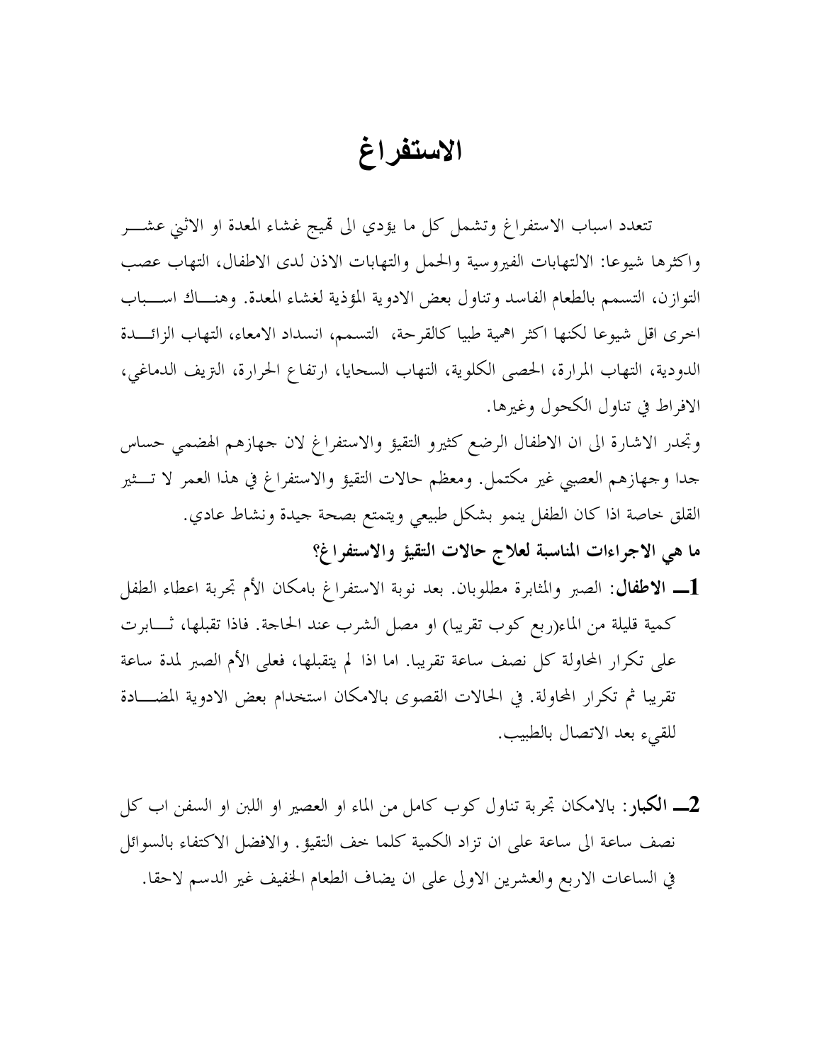# الاستفراغ

تتعدد اسباب الاستفراغ وتشمل كل ما يؤدي الى تهيج غشاء المعدة او الاثني عشر واكثرها شيوعا: الالتهابات الفيروسية والحمل والتهابات الاذن لدى الاطفال، التهاب عصب التوازن، التسمم بالطعام الفاسد وتناول بعض الادوية المؤذية لغشاء المعدة. وهناك اسباب اخرى اقل شيوعا لكنها اكثر اهمية طبيا كالقرحة، التسمم، انسداد الامعاء، التهاب الزائدة الدودية، التهاب المرارة، الحصى الكلوية، التهاب السحايا، ارتفاع الحرارة، النزيف الدماغي، الافراط في تناول الكحول وغيرها.

وتجدر الاشارة الى ان الاطفال الرضع كثيرو التقيؤ والاستفراغ لان جهازهم الهضمي حساس جدا وجهازهم العصبي غير مكتمل. ومعظم حالات التقيؤ والاستفراغ في هذا العمر لا تثير القلق خاصة اذا كان الطفل ينمو بشكل طبيعي ويتمتع بصحة جيدة ونشاط عادي.

**ما هي الاجراءات المناسبة لعلاج حالات التقيؤ والاستفراغ؟**

**1ــ الاطفال**: الصبر والمثابرة مطلوبان. بعد نوبة الاستفراغ بامكان الأم تجربة اعطاء الطفل كمية قليلة من الماء(ربع كوب تقريبا) او مصل الشرب عند الحاجة. فاذا تقبلها، ثابرت على تكرار المحاولة كل نصف ساعة تقريبا. اما اذا لم يتقبلها، فعلى الأم الصبر لمدة ساعة تقريبا ثم تكرار المحاولة. في الحالات القصوى بالامكان استخدام بعض الادوية المضادة للقيء بعد الاتصال بالطبيب.

**2ــ الكبار**: بالامكان تجربة تناول كوب كامل من الماء او العصير او اللبن او السفن اب كل نصف ساعة الى ساعة على ان تزاد الكمية كلما خف التقيؤ. والافضل الاكتفاء بالسوائل في الساعات الاربع والعشرين الاولى على ان يضاف الطعام الخفيف غير الدسم لاحقا.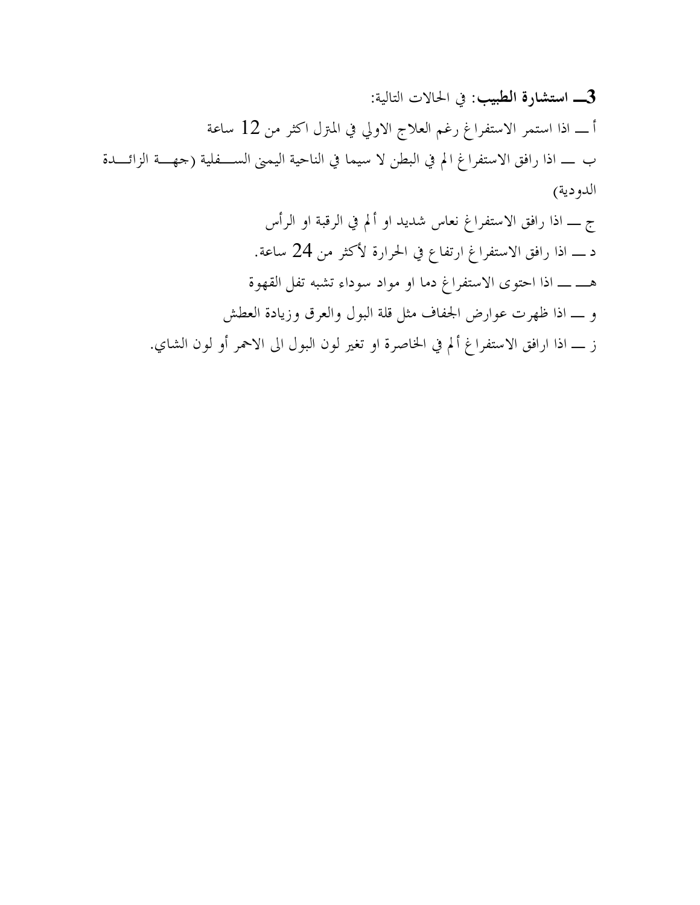**3ـــ استشارة الطبيب**: في الحالات التالية:

أ ـــ اذا استمر الاستفراغ رغم العلاج الاولي في المنزل اكثر من 12 ساعة

ب ـــ اذا رافق الاستفراغ الم في البطن لا سيما في الناحية اليمنى السفلية (جهة الزائدة الدودية)

ج ـــ اذا رافق الاستفراغ نعاس شديد او ألم في الرقبة او الرأس

د ـــ اذا رافق الاستفراغ ارتفاع في الحرارة لأكثر من 24 ساعة.

هـ ـــ اذا احتوى الاستفراغ دما او مواد سوداء تشبه تفل القهوة

و ـــ اذا ظهرت عوارض الجفاف مثل قلة البول والعرق وزيادة العطش

ز ـــ اذا ارافق الاستفراغ ألم في الخاصرة او تغير لون البول الى الاحمر أو لون الشاي.